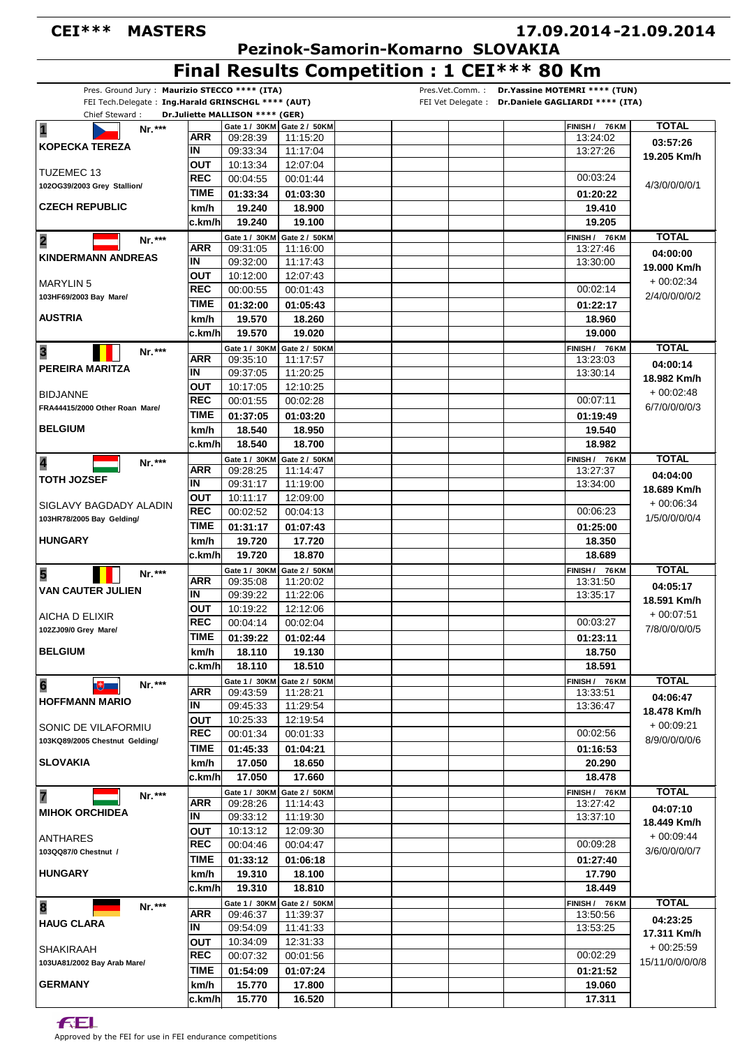# CEI*** MASTERS

**17.09.2014-21.09.2014**

## Pezinok-Samorin-Komarno SLOVAKIA

# Final Results Competition : 1 CEI*** 80 Km

Pres. Ground Jury : **Maurizio STECCO **** (ITA)**
FEI Tech.Delegate : **Ing.Harald GRINSCHGL **** (AUT)**
Chief Steward : **Dr.Juliette MALLISON **** (GER)**

Pres.Vet.Comm. : **Dr.Yassine MOTEMRI **** (TUN)**
FEI Vet Delegate : **Dr.Daniele GAGLIARDI **** (ITA)**

| Rider / Horse | | Gate 1 / 30KM | Gate 2 / 50KM | FINISH / 76KM | TOTAL |
|---|---|---|---|---|---|
| **1** Nr.*** **KOPECKA TEREZA** | ARR | 09:28:39 | 11:15:20 | 13:24:02 | **03:57:26** |
| TUZEMEC 13 | IN | 09:33:34 | 11:17:04 | 13:27:26 | **19.205 Km/h** |
| 102OG39/2003 Grey Stallion/ | OUT | 10:13:34 | 12:07:04 | | |
| | REC | 00:04:55 | 00:01:44 | 00:03:24 | 4/3/0/0/0/0/1 |
| **CZECH REPUBLIC** | TIME | **01:33:34** | **01:03:30** | **01:20:22** | |
| | km/h | **19.240** | **18.900** | **19.410** | |
| | c.km/h | **19.240** | **19.100** | **19.205** | |
| **2** Nr.*** **KINDERMANN ANDREAS** | ARR | 09:31:05 | 11:16:00 | 13:27:46 | **04:00:00** |
| MARYLIN 5 | IN | 09:32:00 | 11:17:43 | 13:30:00 | **19.000 Km/h** |
| 103HF69/2003 Bay Mare/ | OUT | 10:12:00 | 12:07:43 | | + 00:02:34 |
| | REC | 00:00:55 | 00:01:43 | 00:02:14 | 2/4/0/0/0/0/2 |
| **AUSTRIA** | TIME | **01:32:00** | **01:05:43** | **01:22:17** | |
| | km/h | **19.570** | **18.260** | **18.960** | |
| | c.km/h | **19.570** | **19.020** | **19.000** | |
| **3** Nr.*** **PEREIRA MARITZA** | ARR | 09:35:10 | 11:17:57 | 13:23:03 | **04:00:14** |
| BIDJANNE | IN | 09:37:05 | 11:20:25 | 13:30:14 | **18.982 Km/h** |
| FRA44415/2000 Other Roan Mare/ | OUT | 10:17:05 | 12:10:25 | | + 00:02:48 |
| | REC | 00:01:55 | 00:02:28 | 00:07:11 | 6/7/0/0/0/0/3 |
| **BELGIUM** | TIME | **01:37:05** | **01:03:20** | **01:19:49** | |
| | km/h | **18.540** | **18.950** | **19.540** | |
| | c.km/h | **18.540** | **18.700** | **18.982** | |
| **4** Nr.*** **TOTH JOZSEF** | ARR | 09:28:25 | 11:14:47 | 13:27:37 | **04:04:00** |
| SIGLAVY BAGDADY ALADIN | IN | 09:31:17 | 11:19:00 | 13:34:00 | **18.689 Km/h** |
| 103HR78/2005 Bay Gelding/ | OUT | 10:11:17 | 12:09:00 | | + 00:06:34 |
| | REC | 00:02:52 | 00:04:13 | 00:06:23 | 1/5/0/0/0/0/4 |
| **HUNGARY** | TIME | **01:31:17** | **01:07:43** | **01:25:00** | |
| | km/h | **19.720** | **17.720** | **18.350** | |
| | c.km/h | **19.720** | **18.870** | **18.689** | |
| **5** Nr.*** **VAN CAUTER JULIEN** | ARR | 09:35:08 | 11:20:02 | 13:31:50 | **04:05:17** |
| AICHA D ELIXIR | IN | 09:39:22 | 11:22:06 | 13:35:17 | **18.591 Km/h** |
| 102ZJ09/0 Grey Mare/ | OUT | 10:19:22 | 12:12:06 | | + 00:07:51 |
| | REC | 00:04:14 | 00:02:04 | 00:03:27 | 7/8/0/0/0/0/5 |
| **BELGIUM** | TIME | **01:39:22** | **01:02:44** | **01:23:11** | |
| | km/h | **18.110** | **19.130** | **18.750** | |
| | c.km/h | **18.110** | **18.510** | **18.591** | |
| **6** Nr.*** **HOFFMANN MARIO** | ARR | 09:43:59 | 11:28:21 | 13:33:51 | **04:06:47** |
| SONIC DE VILAFORMIU | IN | 09:45:33 | 11:29:54 | 13:36:47 | **18.478 Km/h** |
| 103KQ89/2005 Chestnut Gelding/ | OUT | 10:25:33 | 12:19:54 | | + 00:09:21 |
| | REC | 00:01:34 | 00:01:33 | 00:02:56 | 8/9/0/0/0/0/6 |
| **SLOVAKIA** | TIME | **01:45:33** | **01:04:21** | **01:16:53** | |
| | km/h | **17.050** | **18.650** | **20.290** | |
| | c.km/h | **17.050** | **17.660** | **18.478** | |
| **7** Nr.*** **MIHOK ORCHIDEA** | ARR | 09:28:26 | 11:14:43 | 13:27:42 | **04:07:10** |
| ANTHARES | IN | 09:33:12 | 11:19:30 | 13:37:10 | **18.449 Km/h** |
| 103QQ87/0 Chestnut / | OUT | 10:13:12 | 12:09:30 | | + 00:09:44 |
| | REC | 00:04:46 | 00:04:47 | 00:09:28 | 3/6/0/0/0/0/7 |
| **HUNGARY** | TIME | **01:33:12** | **01:06:18** | **01:27:40** | |
| | km/h | **19.310** | **18.100** | **17.790** | |
| | c.km/h | **19.310** | **18.810** | **18.449** | |
| **8** Nr.*** **HAUG CLARA** | ARR | 09:46:37 | 11:39:37 | 13:50:56 | **04:23:25** |
| SHAKIRAAH | IN | 09:54:09 | 11:41:33 | 13:53:25 | **17.311 Km/h** |
| 103UA81/2002 Bay Arab Mare/ | OUT | 10:34:09 | 12:31:33 | | + 00:25:59 |
| | REC | 00:07:32 | 00:01:56 | 00:02:29 | 15/11/0/0/0/0/8 |
| **GERMANY** | TIME | **01:54:09** | **01:07:24** | **01:21:52** | |
| | km/h | **15.770** | **17.800** | **19.060** | |
| | c.km/h | **15.770** | **16.520** | **17.311** | |

Approved by the FEI for use in FEI endurance competitions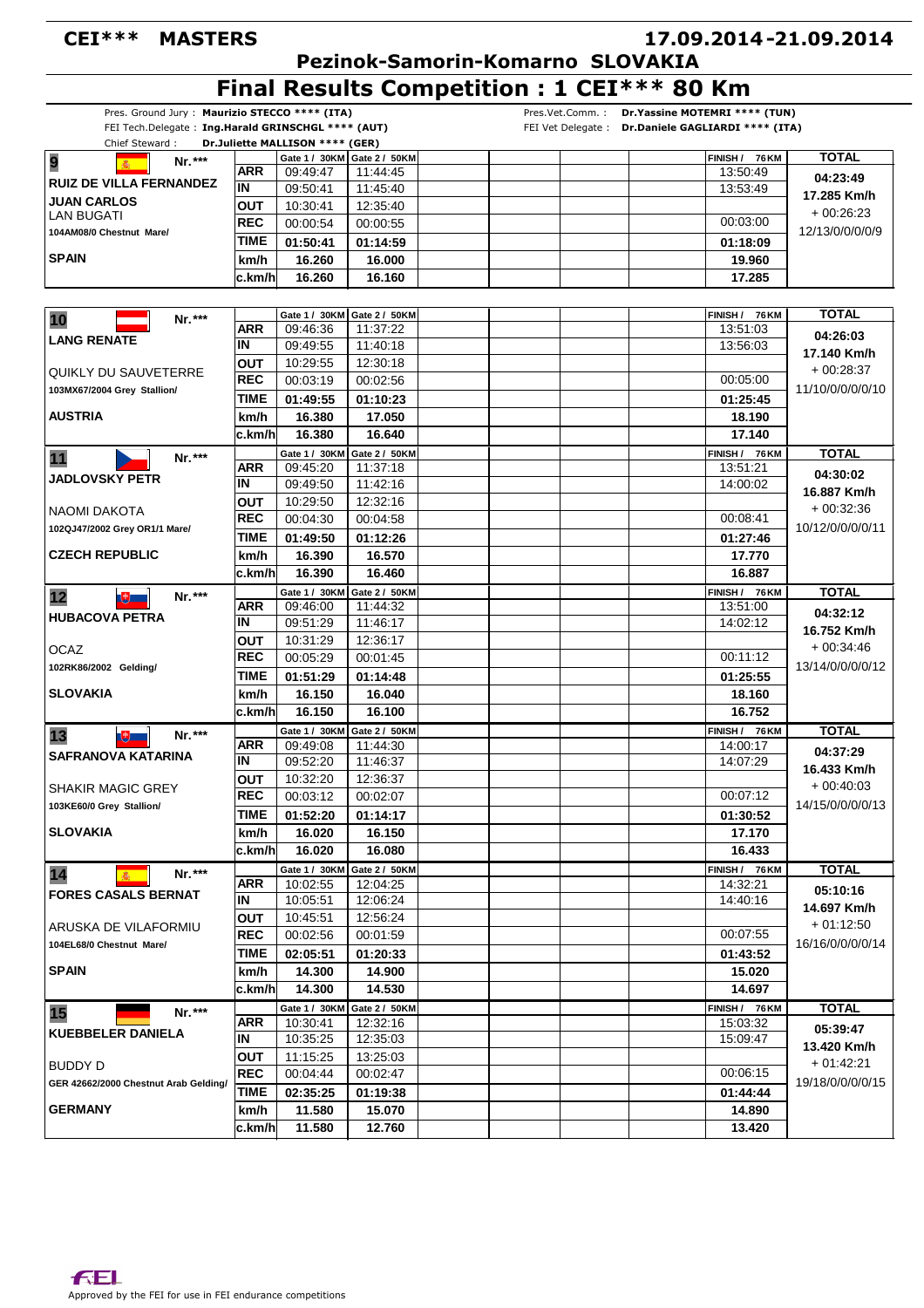# CEI*** MASTERS

**17.09.2014-21.09.2014**

**Pezinok-Samorin-Komarno SLOVAKIA**

## Final Results Competition : 1 CEI*** 80 Km

Pres. Ground Jury : **Maurizio STECCO \*\*\*\* (ITA)**
FEI Tech.Delegate : **Ing.Harald GRINSCHGL \*\*\*\* (AUT)**
Chief Steward : **Dr.Juliette MALLISON \*\*\*\* (GER)**

Pres.Vet.Comm. : **Dr.Yassine MOTEMRI \*\*\*\* (TUN)**
FEI Vet Delegate : **Dr.Daniele GAGLIARDI \*\*\*\* (ITA)**

| Rider / Horse | | Gate 1 / 30KM | Gate 2 / 50KM | FINISH / 76KM | TOTAL |
|---|---|---|---|---|---|
| **9** Nr.\*\*\* **RUIZ DE VILLA FERNANDEZ JUAN CARLOS** | ARR | 09:49:47 | 11:44:45 | 13:50:49 | **04:23:49** |
| LAN BUGATI | IN | 09:50:41 | 11:45:40 | 13:53:49 | **17.285 Km/h** |
| 104AM08/0 Chestnut Mare/ | OUT | 10:30:41 | 12:35:40 | | + 00:26:23 |
| | REC | 00:00:54 | 00:00:55 | 00:03:00 | 12/13/0/0/0/0/9 |
| **SPAIN** | TIME | 01:50:41 | 01:14:59 | 01:18:09 | |
| | km/h | 16.260 | 16.000 | 19.960 | |
| | c.km/h | 16.260 | 16.160 | 17.285 | |
| **10** Nr.\*\*\* **LANG RENATE** | ARR | 09:46:36 | 11:37:22 | 13:51:03 | **04:26:03** |
| QUIKLY DU SAUVETERRE | IN | 09:49:55 | 11:40:18 | 13:56:03 | **17.140 Km/h** |
| 103MX67/2004 Grey Stallion/ | OUT | 10:29:55 | 12:30:18 | | + 00:28:37 |
| | REC | 00:03:19 | 00:02:56 | 00:05:00 | 11/10/0/0/0/0/10 |
| **AUSTRIA** | TIME | 01:49:55 | 01:10:23 | 01:25:45 | |
| | km/h | 16.380 | 17.050 | 18.190 | |
| | c.km/h | 16.380 | 16.640 | 17.140 | |
| **11** Nr.\*\*\* **JADLOVSKY PETR** | ARR | 09:45:20 | 11:37:18 | 13:51:21 | **04:30:02** |
| NAOMI DAKOTA | IN | 09:49:50 | 11:42:16 | 14:00:02 | **16.887 Km/h** |
| 102QJ47/2002 Grey OR1/1 Mare/ | OUT | 10:29:50 | 12:32:16 | | + 00:32:36 |
| | REC | 00:04:30 | 00:04:58 | 00:08:41 | 10/12/0/0/0/0/11 |
| **CZECH REPUBLIC** | TIME | 01:49:50 | 01:12:26 | 01:27:46 | |
| | km/h | 16.390 | 16.570 | 17.770 | |
| | c.km/h | 16.390 | 16.460 | 16.887 | |
| **12** Nr.\*\*\* **HUBACOVA PETRA** | ARR | 09:46:00 | 11:44:32 | 13:51:00 | **04:32:12** |
| OCAZ | IN | 09:51:29 | 11:46:17 | 14:02:12 | **16.752 Km/h** |
| 102RK86/2002 Gelding/ | OUT | 10:31:29 | 12:36:17 | | + 00:34:46 |
| | REC | 00:05:29 | 00:01:45 | 00:11:12 | 13/14/0/0/0/0/12 |
| **SLOVAKIA** | TIME | 01:51:29 | 01:14:48 | 01:25:55 | |
| | km/h | 16.150 | 16.040 | 18.160 | |
| | c.km/h | 16.150 | 16.100 | 16.752 | |
| **13** Nr.\*\*\* **SAFRANOVA KATARINA** | ARR | 09:49:08 | 11:44:30 | 14:00:17 | **04:37:29** |
| SHAKIR MAGIC GREY | IN | 09:52:20 | 11:46:37 | 14:07:29 | **16.433 Km/h** |
| 103KE60/0 Grey Stallion/ | OUT | 10:32:20 | 12:36:37 | | + 00:40:03 |
| | REC | 00:03:12 | 00:02:07 | 00:07:12 | 14/15/0/0/0/0/13 |
| **SLOVAKIA** | TIME | 01:52:20 | 01:14:17 | 01:30:52 | |
| | km/h | 16.020 | 16.150 | 17.170 | |
| | c.km/h | 16.020 | 16.080 | 16.433 | |
| **14** Nr.\*\*\* **FORES CASALS BERNAT** | ARR | 10:02:55 | 12:04:25 | 14:32:21 | **05:10:16** |
| ARUSKA DE VILAFORMIU | IN | 10:05:51 | 12:06:24 | 14:40:16 | **14.697 Km/h** |
| 104EL68/0 Chestnut Mare/ | OUT | 10:45:51 | 12:56:24 | | + 01:12:50 |
| | REC | 00:02:56 | 00:01:59 | 00:07:55 | 16/16/0/0/0/0/14 |
| **SPAIN** | TIME | 02:05:51 | 01:20:33 | 01:43:52 | |
| | km/h | 14.300 | 14.900 | 15.020 | |
| | c.km/h | 14.300 | 14.530 | 14.697 | |
| **15** Nr.\*\*\* **KUEBBELER DANIELA** | ARR | 10:30:41 | 12:32:16 | 15:03:32 | **05:39:47** |
| BUDDY D | IN | 10:35:25 | 12:35:03 | 15:09:47 | **13.420 Km/h** |
| GER 42662/2000 Chestnut Arab Gelding/ | OUT | 11:15:25 | 13:25:03 | | + 01:42:21 |
| | REC | 00:04:44 | 00:02:47 | 00:06:15 | 19/18/0/0/0/0/15 |
| **GERMANY** | TIME | 02:35:25 | 01:19:38 | 01:44:44 | |
| | km/h | 11.580 | 15.070 | 14.890 | |
| | c.km/h | 11.580 | 12.760 | 13.420 | |

Approved by the FEI for use in FEI endurance competitions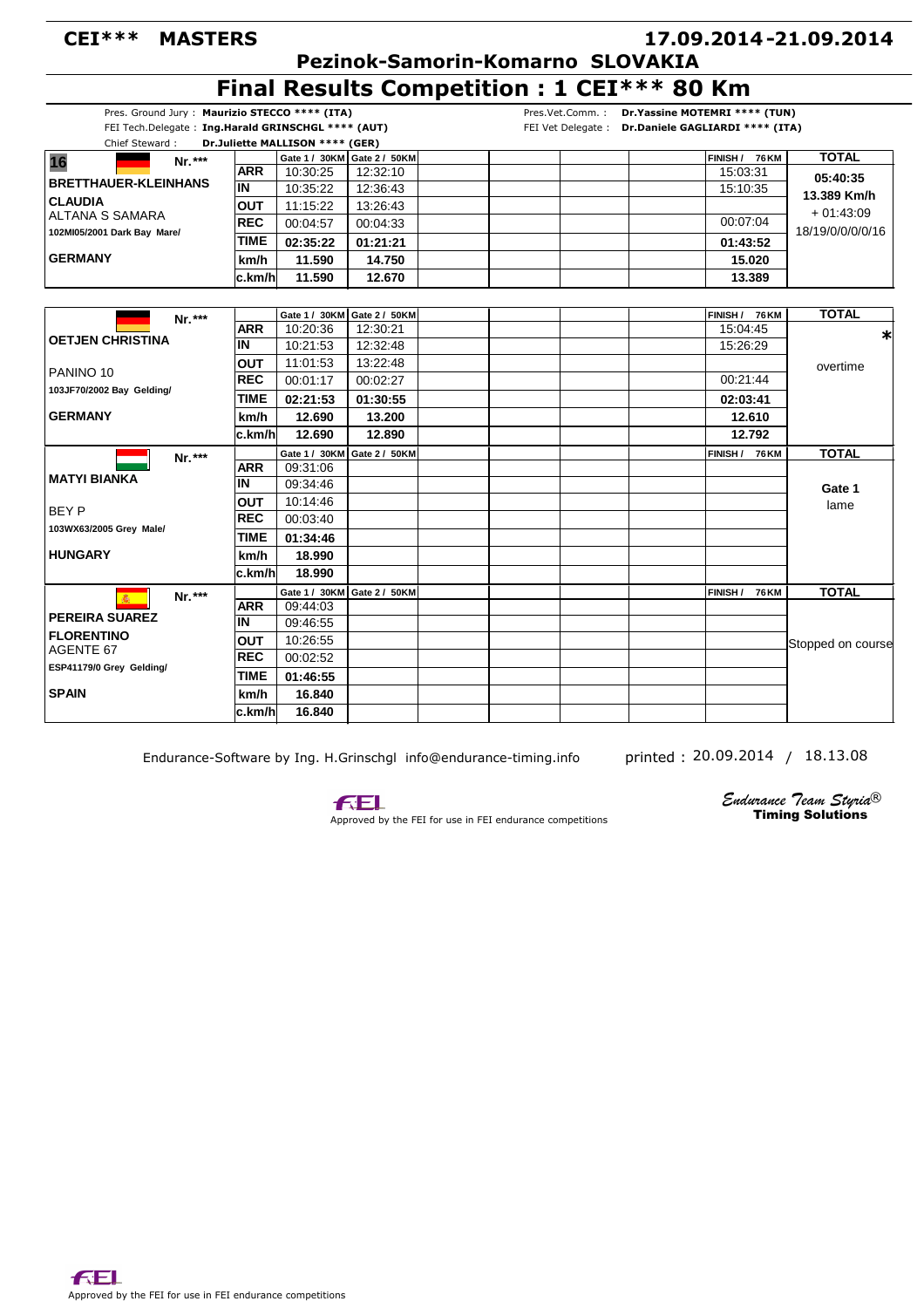# CEI*** MASTERS

**17.09.2014-21.09.2014**

**Pezinok-Samorin-Komarno SLOVAKIA**

## Final Results Competition : 1 CEI*** 80 Km

Pres. Ground Jury : **Maurizio STECCO **** (ITA)**
FEI Tech.Delegate : **Ing.Harald GRINSCHGL **** (AUT)**
Chief Steward : **Dr.Juliette MALLISON **** (GER)**
Pres.Vet.Comm. : **Dr.Yassine MOTEMRI **** (TUN)**
FEI Vet Delegate : **Dr.Daniele GAGLIARDI **** (ITA)**

| Rider / Horse | | Gate 1 / 30KM | Gate 2 / 50KM | | | | FINISH / 76KM | TOTAL |
|---|---|---|---|---|---|---|---|---|
| **16** Nr.*** | ARR | 10:30:25 | 12:32:10 | | | | 15:03:31 | 05:40:35 |
| **BRETTHAUER-KLEINHANS CLAUDIA** | IN | 10:35:22 | 12:36:43 | | | | 15:10:35 | 13.389 Km/h |
| ALTANA S SAMARA | OUT | 11:15:22 | 13:26:43 | | | | | + 01:43:09 |
| 102MI05/2001 Dark Bay Mare/ | REC | 00:04:57 | 00:04:33 | | | | 00:07:04 | 18/19/0/0/0/0/16 |
| | TIME | 02:35:22 | 01:21:21 | | | | 01:43:52 | |
| **GERMANY** | km/h | 11.590 | 14.750 | | | | 15.020 | |
| | c.km/h | 11.590 | 12.670 | | | | 13.389 | |

| Rider / Horse | | Gate 1 / 30KM | Gate 2 / 50KM | | | | FINISH / 76KM | TOTAL |
|---|---|---|---|---|---|---|---|---|
| Nr.*** | ARR | 10:20:36 | 12:30:21 | | | | 15:04:45 | * |
| **OETJEN CHRISTINA** | IN | 10:21:53 | 12:32:48 | | | | 15:26:29 | |
| PANINO 10 | OUT | 11:01:53 | 13:22:48 | | | | | overtime |
| 103JF70/2002 Bay Gelding/ | REC | 00:01:17 | 00:02:27 | | | | 00:21:44 | |
| | TIME | 02:21:53 | 01:30:55 | | | | 02:03:41 | |
| **GERMANY** | km/h | 12.690 | 13.200 | | | | 12.610 | |
| | c.km/h | 12.690 | 12.890 | | | | 12.792 | |
| Nr.*** | ARR | 09:31:06 | | | | | | |
| **MATYI BIANKA** | IN | 09:34:46 | | | | | | Gate 1 |
| BEY P | OUT | 10:14:46 | | | | | | lame |
| 103WX63/2005 Grey Male/ | REC | 00:03:40 | | | | | | |
| | TIME | 01:34:46 | | | | | | |
| **HUNGARY** | km/h | 18.990 | | | | | | |
| | c.km/h | 18.990 | | | | | | |
| Nr.*** | ARR | 09:44:03 | | | | | | |
| **PEREIRA SUAREZ FLORENTINO** | IN | 09:46:55 | | | | | | |
| AGENTE 67 | OUT | 10:26:55 | | | | | | Stopped on course |
| ESP41179/0 Grey Gelding/ | REC | 00:02:52 | | | | | | |
| | TIME | 01:46:55 | | | | | | |
| **SPAIN** | km/h | 16.840 | | | | | | |
| | c.km/h | 16.840 | | | | | | |

Endurance-Software by Ing. H.Grinschgl info@endurance-timing.info

printed : 20.09.2014 / 18.13.08

Approved by the FEI for use in FEI endurance competitions

*Endurance Team Styria®* **Timing Solutions**